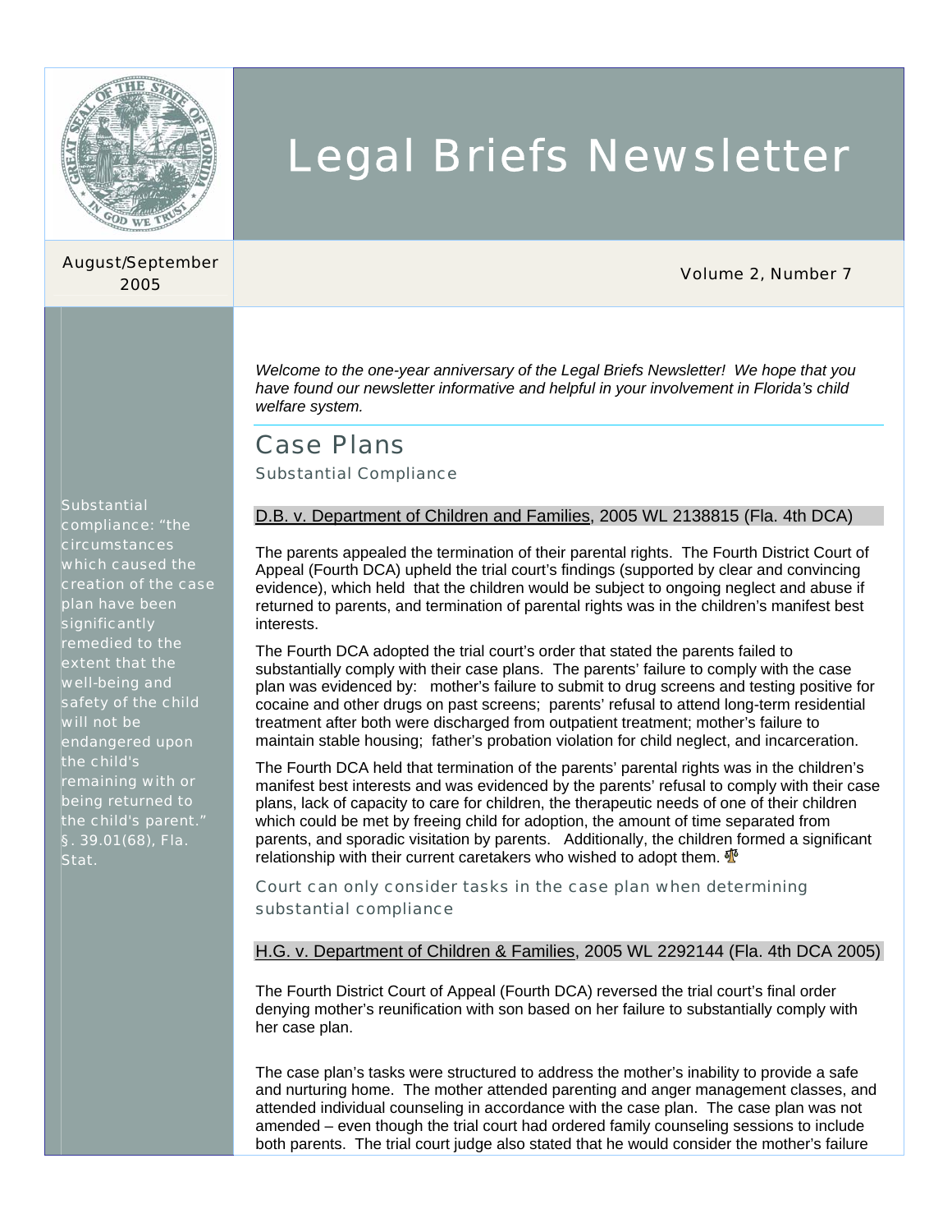# Legal Briefs Newsletter

August/September 2005

Volume 2, Number 7

*Welcome to the one-year anniversary of the Legal Briefs Newsletter! We hope that you have found our newsletter informative and helpful in your involvement in Florida's child welfare system.*

## Case Plans

### Substantial Compliance

Substantial compliance: "the circumstances which caused the creation of the case plan have been significantly remedied to the extent that the well-being and safety of the child will not be endangered upon the child's remaining with or being returned to the child's parent." §. 39.01(68), Fla. Stat.

D.B. v. Department of Children and Families, 2005 WL 2138815 (Fla. 4th DCA)

The parents appealed the termination of their parental rights. The Fourth District Court of Appeal (Fourth DCA) upheld the trial court's findings (supported by clear and convincing evidence), which held that the children would be subject to ongoing neglect and abuse if returned to parents, and termination of parental rights was in the children's manifest best interests.

The Fourth DCA adopted the trial court's order that stated the parents failed to substantially comply with their case plans. The parents' failure to comply with the case plan was evidenced by: mother's failure to submit to drug screens and testing positive for cocaine and other drugs on past screens; parents' refusal to attend long-term residential treatment after both were discharged from outpatient treatment; mother's failure to maintain stable housing; father's probation violation for child neglect, and incarceration.

The Fourth DCA held that termination of the parents' parental rights was in the children's manifest best interests and was evidenced by the parents' refusal to comply with their case plans, lack of capacity to care for children, the therapeutic needs of one of their children which could be met by freeing child for adoption, the amount of time separated from parents, and sporadic visitation by parents. Additionally, the children formed a significant relationship with their current caretakers who wished to adopt them.

### Court can only consider tasks in the case plan when determining substantial compliance

H.G. v. Department of Children & Families, 2005 WL 2292144 (Fla. 4th DCA 2005)

The Fourth District Court of Appeal (Fourth DCA) reversed the trial court's final order denying mother's reunification with son based on her failure to substantially comply with her case plan.

The case plan's tasks were structured to address the mother's inability to provide a safe and nurturing home. The mother attended parenting and anger management classes, and attended individual counseling in accordance with the case plan. The case plan was not amended – even though the trial court had ordered family counseling sessions to include both parents. The trial court judge also stated that he would consider the mother's failure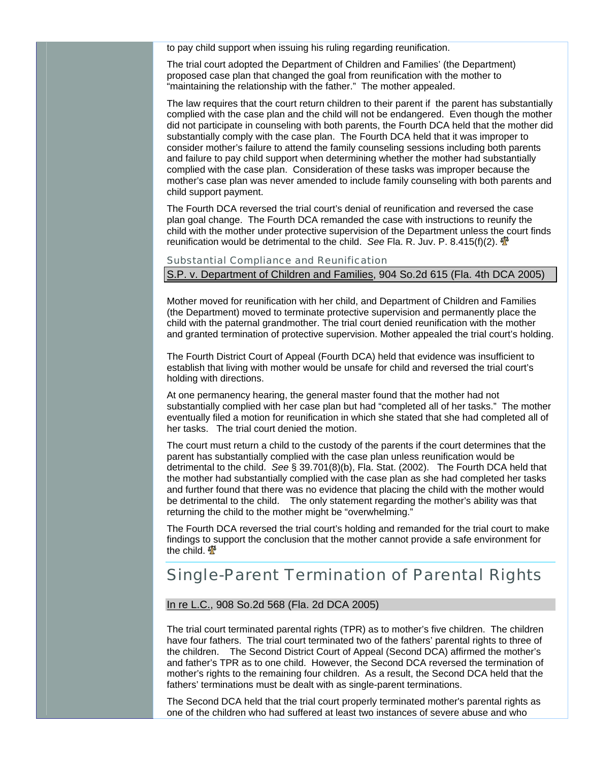to pay child support when issuing his ruling regarding reunification.

The trial court adopted the Department of Children and Families' (the Department) proposed case plan that changed the goal from reunification with the mother to "maintaining the relationship with the father." The mother appealed.

The law requires that the court return children to their parent if the parent has substantially complied with the case plan and the child will not be endangered. Even though the mother did not participate in counseling with both parents, the Fourth DCA held that the mother did substantially comply with the case plan. The Fourth DCA held that it was improper to consider mother's failure to attend the family counseling sessions including both parents and failure to pay child support when determining whether the mother had substantially complied with the case plan. Consideration of these tasks was improper because the mother's case plan was never amended to include family counseling with both parents and child support payment.

The Fourth DCA reversed the trial court's denial of reunification and reversed the case plan goal change. The Fourth DCA remanded the case with instructions to reunify the child with the mother under protective supervision of the Department unless the court finds reunification would be detrimental to the child. *See* Fla. R. Juv. P. 8.415(f)(2).

### Substantial Compliance and Reunification

S.P. v. Department of Children and Families, 904 So.2d 615 (Fla. 4th DCA 2005)

Mother moved for reunification with her child, and Department of Children and Families (the Department) moved to terminate protective supervision and permanently place the child with the paternal grandmother. The trial court denied reunification with the mother and granted termination of protective supervision. Mother appealed the trial court's holding.

The Fourth District Court of Appeal (Fourth DCA) held that evidence was insufficient to establish that living with mother would be unsafe for child and reversed the trial court's holding with directions.

At one permanency hearing, the general master found that the mother had not substantially complied with her case plan but had "completed all of her tasks." The mother eventually filed a motion for reunification in which she stated that she had completed all of her tasks. The trial court denied the motion.

The court must return a child to the custody of the parents if the court determines that the parent has substantially complied with the case plan unless reunification would be detrimental to the child. *See* § 39.701(8)(b), Fla. Stat. (2002). The Fourth DCA held that the mother had substantially complied with the case plan as she had completed her tasks and further found that there was no evidence that placing the child with the mother would be detrimental to the child. The only statement regarding the mother's ability was that returning the child to the mother might be "overwhelming."

The Fourth DCA reversed the trial court's holding and remanded for the trial court to make findings to support the conclusion that the mother cannot provide a safe environment for the child.

## Single-Parent Termination of Parental Rights

In re L.C., 908 So.2d 568 (Fla. 2d DCA 2005)

The trial court terminated parental rights (TPR) as to mother's five children. The children have four fathers. The trial court terminated two of the fathers' parental rights to three of the children. The Second District Court of Appeal (Second DCA) affirmed the mother's and father's TPR as to one child. However, the Second DCA reversed the termination of mother's rights to the remaining four children. As a result, the Second DCA held that the fathers' terminations must be dealt with as single-parent terminations.

The Second DCA held that the trial court properly terminated mother's parental rights as one of the children who had suffered at least two instances of severe abuse and who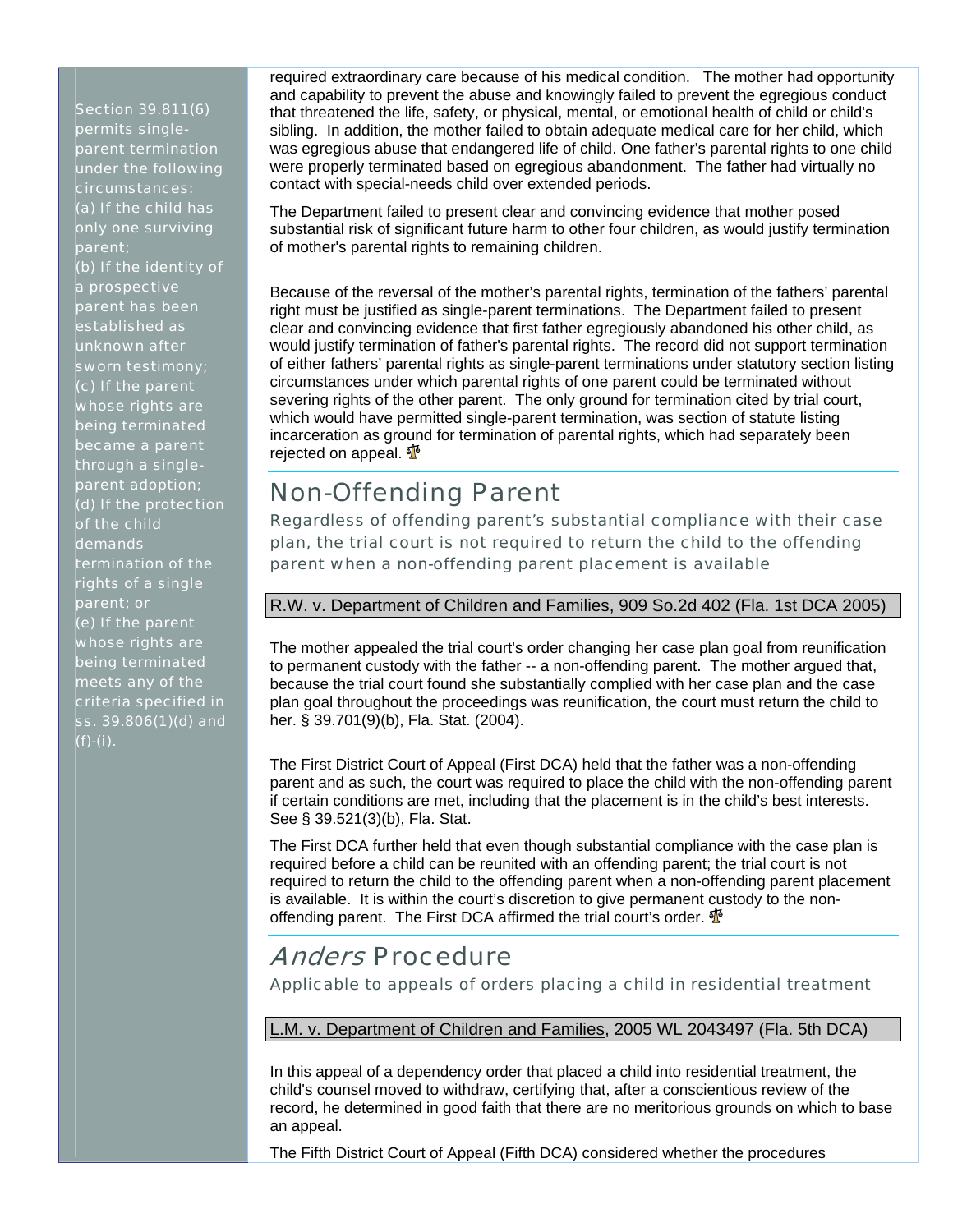Section 39.811(6) permits single-parent termination under the following circumstances:
(a) If the child has only one surviving parent;
(b) If the identity of a prospective parent has been established as unknown after sworn testimony;
(c) If the parent whose rights are being terminated became a parent through a single-parent adoption;
(d) If the protection of the child demands termination of the rights of a single parent; or
(e) If the parent whose rights are being terminated meets any of the criteria specified in ss. 39.806(1)(d) and (f)-(i).

required extraordinary care because of his medical condition. The mother had opportunity and capability to prevent the abuse and knowingly failed to prevent the egregious conduct that threatened the life, safety, or physical, mental, or emotional health of child or child's sibling. In addition, the mother failed to obtain adequate medical care for her child, which was egregious abuse that endangered life of child. One father's parental rights to one child were properly terminated based on egregious abandonment. The father had virtually no contact with special-needs child over extended periods.

The Department failed to present clear and convincing evidence that mother posed substantial risk of significant future harm to other four children, as would justify termination of mother's parental rights to remaining children.

Because of the reversal of the mother's parental rights, termination of the fathers' parental right must be justified as single-parent terminations. The Department failed to present clear and convincing evidence that first father egregiously abandoned his other child, as would justify termination of father's parental rights. The record did not support termination of either fathers' parental rights as single-parent terminations under statutory section listing circumstances under which parental rights of one parent could be terminated without severing rights of the other parent. The only ground for termination cited by trial court, which would have permitted single-parent termination, was section of statute listing incarceration as ground for termination of parental rights, which had separately been rejected on appeal.

## Non-Offending Parent

### Regardless of offending parent's substantial compliance with their case plan, the trial court is not required to return the child to the offending parent when a non-offending parent placement is available

R.W. v. Department of Children and Families, 909 So.2d 402 (Fla. 1st DCA 2005)

The mother appealed the trial court's order changing her case plan goal from reunification to permanent custody with the father -- a non-offending parent. The mother argued that, because the trial court found she substantially complied with her case plan and the case plan goal throughout the proceedings was reunification, the court must return the child to her. § 39.701(9)(b), Fla. Stat. (2004).

The First District Court of Appeal (First DCA) held that the father was a non-offending parent and as such, the court was required to place the child with the non-offending parent if certain conditions are met, including that the placement is in the child's best interests. See § 39.521(3)(b), Fla. Stat.

The First DCA further held that even though substantial compliance with the case plan is required before a child can be reunited with an offending parent; the trial court is not required to return the child to the offending parent when a non-offending parent placement is available. It is within the court's discretion to give permanent custody to the non-offending parent. The First DCA affirmed the trial court's order.

## *Anders* Procedure

### Applicable to appeals of orders placing a child in residential treatment

L.M. v. Department of Children and Families, 2005 WL 2043497 (Fla. 5th DCA)

In this appeal of a dependency order that placed a child into residential treatment, the child's counsel moved to withdraw, certifying that, after a conscientious review of the record, he determined in good faith that there are no meritorious grounds on which to base an appeal.

The Fifth District Court of Appeal (Fifth DCA) considered whether the procedures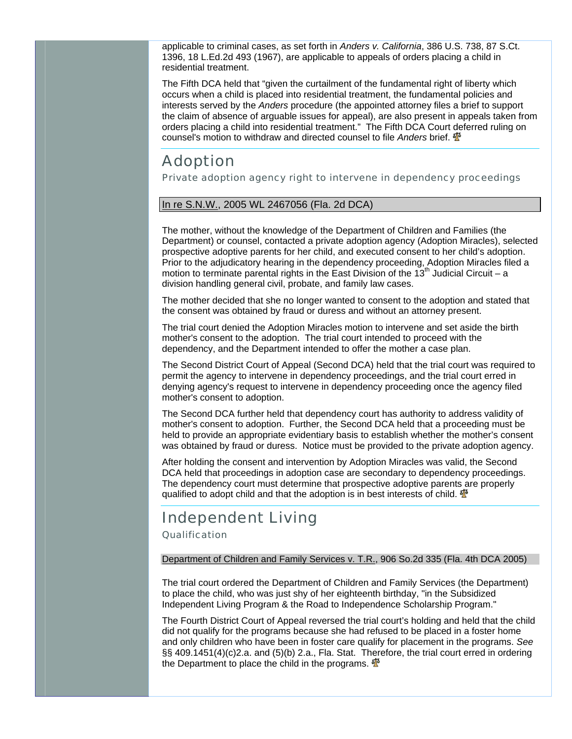applicable to criminal cases, as set forth in *Anders v. California*, 386 U.S. 738, 87 S.Ct. 1396, 18 L.Ed.2d 493 (1967), are applicable to appeals of orders placing a child in residential treatment.

The Fifth DCA held that "given the curtailment of the fundamental right of liberty which occurs when a child is placed into residential treatment, the fundamental policies and interests served by the *Anders* procedure (the appointed attorney files a brief to support the claim of absence of arguable issues for appeal), are also present in appeals taken from orders placing a child into residential treatment." The Fifth DCA Court deferred ruling on counsel's motion to withdraw and directed counsel to file *Anders* brief.

# Adoption

## Private adoption agency right to intervene in dependency proceedings

### In re S.N.W., 2005 WL 2467056 (Fla. 2d DCA)

The mother, without the knowledge of the Department of Children and Families (the Department) or counsel, contacted a private adoption agency (Adoption Miracles), selected prospective adoptive parents for her child, and executed consent to her child's adoption. Prior to the adjudicatory hearing in the dependency proceeding, Adoption Miracles filed a motion to terminate parental rights in the East Division of the 13th Judicial Circuit – a division handling general civil, probate, and family law cases.

The mother decided that she no longer wanted to consent to the adoption and stated that the consent was obtained by fraud or duress and without an attorney present.

The trial court denied the Adoption Miracles motion to intervene and set aside the birth mother's consent to the adoption. The trial court intended to proceed with the dependency, and the Department intended to offer the mother a case plan.

The Second District Court of Appeal (Second DCA) held that the trial court was required to permit the agency to intervene in dependency proceedings, and the trial court erred in denying agency's request to intervene in dependency proceeding once the agency filed mother's consent to adoption.

The Second DCA further held that dependency court has authority to address validity of mother's consent to adoption. Further, the Second DCA held that a proceeding must be held to provide an appropriate evidentiary basis to establish whether the mother's consent was obtained by fraud or duress. Notice must be provided to the private adoption agency.

After holding the consent and intervention by Adoption Miracles was valid, the Second DCA held that proceedings in adoption case are secondary to dependency proceedings. The dependency court must determine that prospective adoptive parents are properly qualified to adopt child and that the adoption is in best interests of child.

# Independent Living

## Qualification

### Department of Children and Family Services v. T.R., 906 So.2d 335 (Fla. 4th DCA 2005)

The trial court ordered the Department of Children and Family Services (the Department) to place the child, who was just shy of her eighteenth birthday, "in the Subsidized Independent Living Program & the Road to Independence Scholarship Program."

The Fourth District Court of Appeal reversed the trial court's holding and held that the child did not qualify for the programs because she had refused to be placed in a foster home and only children who have been in foster care qualify for placement in the programs. *See* §§ 409.1451(4)(c)2.a. and (5)(b) 2.a., Fla. Stat. Therefore, the trial court erred in ordering the Department to place the child in the programs.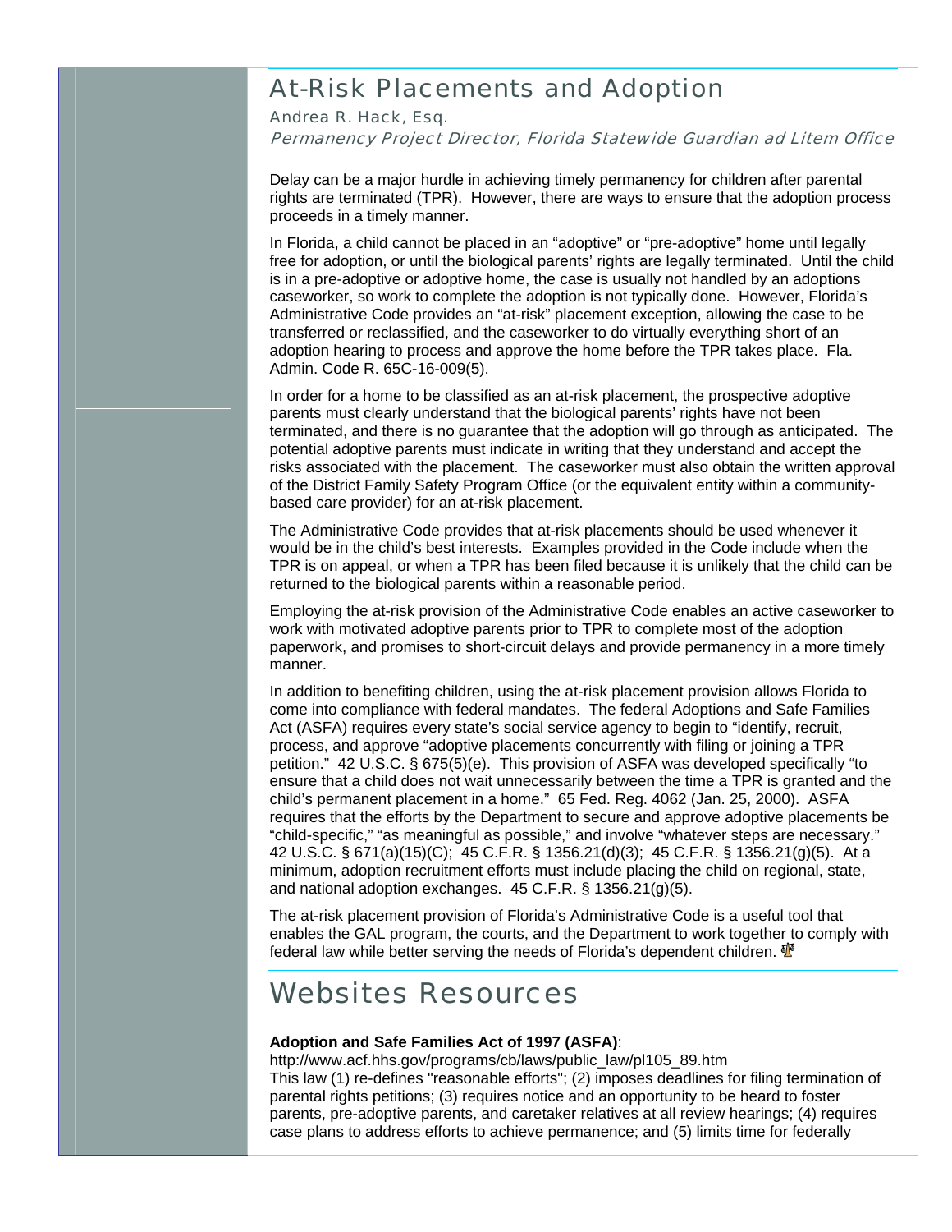# At-Risk Placements and Adoption

Andrea R. Hack, Esq.

*Permanency Project Director, Florida Statewide Guardian ad Litem Office*

Delay can be a major hurdle in achieving timely permanency for children after parental rights are terminated (TPR). However, there are ways to ensure that the adoption process proceeds in a timely manner.

In Florida, a child cannot be placed in an "adoptive" or "pre-adoptive" home until legally free for adoption, or until the biological parents' rights are legally terminated. Until the child is in a pre-adoptive or adoptive home, the case is usually not handled by an adoptions caseworker, so work to complete the adoption is not typically done. However, Florida's Administrative Code provides an "at-risk" placement exception, allowing the case to be transferred or reclassified, and the caseworker to do virtually everything short of an adoption hearing to process and approve the home before the TPR takes place. Fla. Admin. Code R. 65C-16-009(5).

In order for a home to be classified as an at-risk placement, the prospective adoptive parents must clearly understand that the biological parents' rights have not been terminated, and there is no guarantee that the adoption will go through as anticipated. The potential adoptive parents must indicate in writing that they understand and accept the risks associated with the placement. The caseworker must also obtain the written approval of the District Family Safety Program Office (or the equivalent entity within a community-based care provider) for an at-risk placement.

The Administrative Code provides that at-risk placements should be used whenever it would be in the child's best interests. Examples provided in the Code include when the TPR is on appeal, or when a TPR has been filed because it is unlikely that the child can be returned to the biological parents within a reasonable period.

Employing the at-risk provision of the Administrative Code enables an active caseworker to work with motivated adoptive parents prior to TPR to complete most of the adoption paperwork, and promises to short-circuit delays and provide permanency in a more timely manner.

In addition to benefiting children, using the at-risk placement provision allows Florida to come into compliance with federal mandates. The federal Adoptions and Safe Families Act (ASFA) requires every state's social service agency to begin to "identify, recruit, process, and approve "adoptive placements concurrently with filing or joining a TPR petition." 42 U.S.C. § 675(5)(e). This provision of ASFA was developed specifically "to ensure that a child does not wait unnecessarily between the time a TPR is granted and the child's permanent placement in a home." 65 Fed. Reg. 4062 (Jan. 25, 2000). ASFA requires that the efforts by the Department to secure and approve adoptive placements be "child-specific," "as meaningful as possible," and involve "whatever steps are necessary." 42 U.S.C. § 671(a)(15)(C); 45 C.F.R. § 1356.21(d)(3); 45 C.F.R. § 1356.21(g)(5). At a minimum, adoption recruitment efforts must include placing the child on regional, state, and national adoption exchanges. 45 C.F.R. § 1356.21(g)(5).

The at-risk placement provision of Florida's Administrative Code is a useful tool that enables the GAL program, the courts, and the Department to work together to comply with federal law while better serving the needs of Florida's dependent children.

# Websites Resources

**Adoption and Safe Families Act of 1997 (ASFA)**:
http://www.acf.hhs.gov/programs/cb/laws/public_law/pl105_89.htm
This law (1) re-defines "reasonable efforts"; (2) imposes deadlines for filing termination of parental rights petitions; (3) requires notice and an opportunity to be heard to foster parents, pre-adoptive parents, and caretaker relatives at all review hearings; (4) requires case plans to address efforts to achieve permanence; and (5) limits time for federally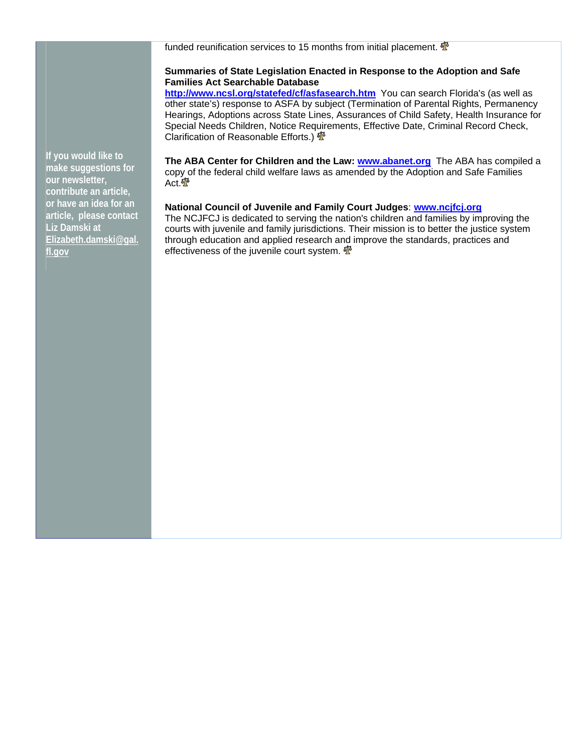funded reunification services to 15 months from initial placement.

**Summaries of State Legislation Enacted in Response to the Adoption and Safe Families Act Searchable Database**
**http://www.ncsl.org/statefed/cf/asfasearch.htm** You can search Florida's (as well as other state's) response to ASFA by subject (Termination of Parental Rights, Permanency Hearings, Adoptions across State Lines, Assurances of Child Safety, Health Insurance for Special Needs Children, Notice Requirements, Effective Date, Criminal Record Check, Clarification of Reasonable Efforts.)

**The ABA Center for Children and the Law: www.abanet.org** The ABA has compiled a copy of the federal child welfare laws as amended by the Adoption and Safe Families Act.

**National Council of Juvenile and Family Court Judges**: **www.ncjfcj.org**
The NCJFCJ is dedicated to serving the nation's children and families by improving the courts with juvenile and family jurisdictions. Their mission is to better the justice system through education and applied research and improve the standards, practices and effectiveness of the juvenile court system.

**If you would like to make suggestions for our newsletter, contribute an article, or have an idea for an article, please contact Liz Damski at Elizabeth.damski@gal.fl.gov**